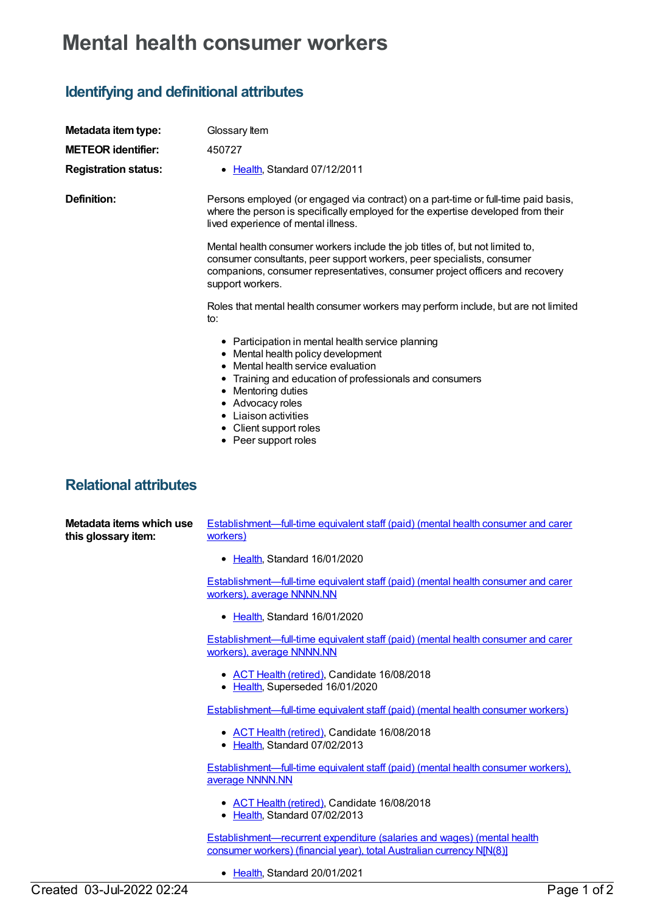# Mental health consumer workers

## Identifying and definitional attributes

**Metadata item type:** Glossary Item

**METEOR identifier:** 450727

**Registration status:**

- Health, Standard 07/12/2011

**Definition:**

Persons employed (or engaged via contract) on a part-time or full-time paid basis, where the person is specifically employed for the expertise developed from their lived experience of mental illness.

Mental health consumer workers include the job titles of, but not limited to, consumer consultants, peer support workers, peer specialists, consumer companions, consumer representatives, consumer project officers and recovery support workers.

Roles that mental health consumer workers may perform include, but are not limited to:

- Participation in mental health service planning
- Mental health policy development
- Mental health service evaluation
- Training and education of professionals and consumers
- Mentoring duties
- Advocacy roles
- Liaison activities
- Client support roles
- Peer support roles

## Relational attributes

**Metadata items which use this glossary item:**

Establishment—full-time equivalent staff (paid) (mental health consumer and carer workers)

- Health, Standard 16/01/2020

Establishment—full-time equivalent staff (paid) (mental health consumer and carer workers), average NNNN.NN

- Health, Standard 16/01/2020

Establishment—full-time equivalent staff (paid) (mental health consumer and carer workers), average NNNN.NN

- ACT Health (retired), Candidate 16/08/2018
- Health, Superseded 16/01/2020

Establishment—full-time equivalent staff (paid) (mental health consumer workers)

- ACT Health (retired), Candidate 16/08/2018
- Health, Standard 07/02/2013

Establishment—full-time equivalent staff (paid) (mental health consumer workers), average NNNN.NN

- ACT Health (retired), Candidate 16/08/2018
- Health, Standard 07/02/2013

Establishment—recurrent expenditure (salaries and wages) (mental health consumer workers) (financial year), total Australian currency N[N(8)]

- Health, Standard 20/01/2021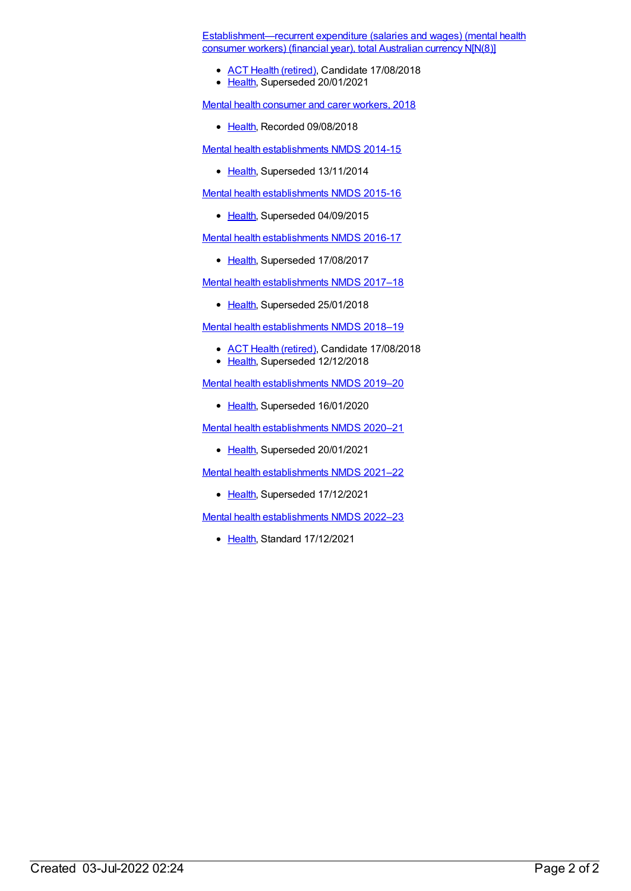Establishment—recurrent expenditure (salaries and wages) (mental health consumer workers) (financial year), total Australian currency N[N(8)]

- ACT Health (retired), Candidate 17/08/2018
- Health, Superseded 20/01/2021

Mental health consumer and carer workers, 2018

- Health, Recorded 09/08/2018

Mental health establishments NMDS 2014-15

- Health, Superseded 13/11/2014

Mental health establishments NMDS 2015-16

- Health, Superseded 04/09/2015

Mental health establishments NMDS 2016-17

- Health, Superseded 17/08/2017

Mental health establishments NMDS 2017–18

- Health, Superseded 25/01/2018

Mental health establishments NMDS 2018–19

- ACT Health (retired), Candidate 17/08/2018
- Health, Superseded 12/12/2018

Mental health establishments NMDS 2019–20

- Health, Superseded 16/01/2020

Mental health establishments NMDS 2020–21

- Health, Superseded 20/01/2021

Mental health establishments NMDS 2021–22

- Health, Superseded 17/12/2021

Mental health establishments NMDS 2022–23

- Health, Standard 17/12/2021